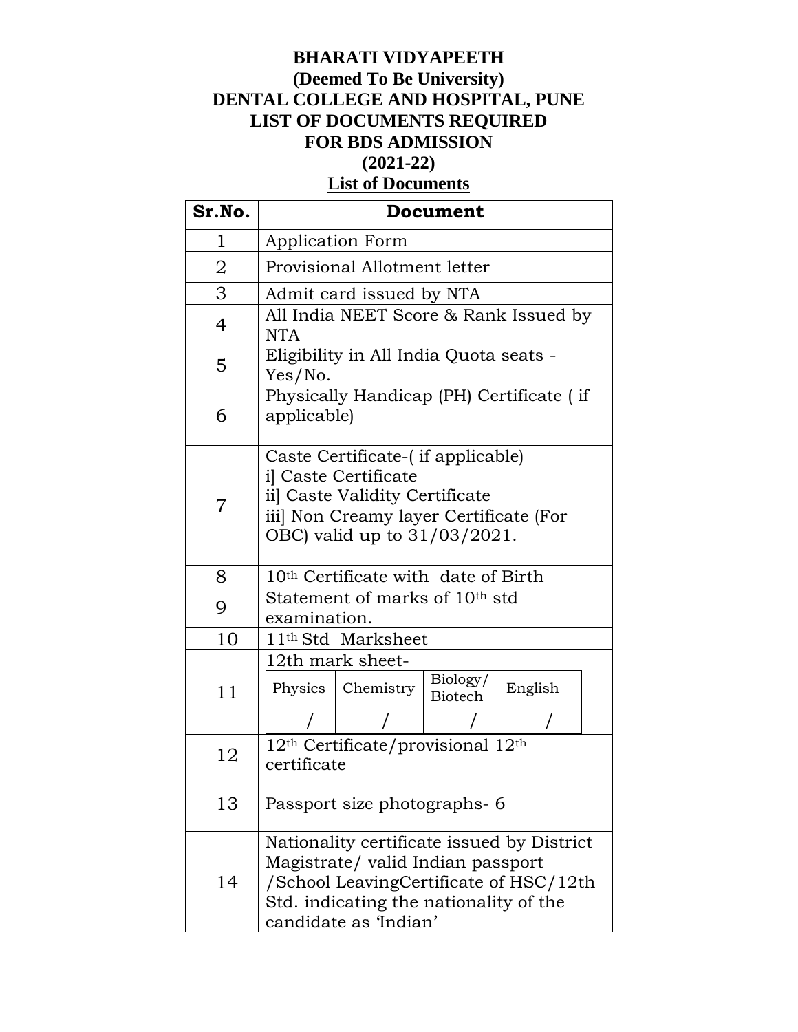# BHARATI VIDYAPEETH
## (Deemed To Be University)
## DENTAL COLLEGE AND HOSPITAL, PUNE
## LIST OF DOCUMENTS REQUIRED
## FOR BDS ADMISSION
## (2021-22)

**List of Documents**

| Sr.No. | Document |
|---|---|
| 1 | Application Form |
| 2 | Provisional Allotment letter |
| 3 | Admit card issued by NTA |
| 4 | All India NEET Score & Rank Issued by NTA |
| 5 | Eligibility in All India Quota seats - Yes/No. |
| 6 | Physically Handicap (PH) Certificate ( if applicable) |
| 7 | Caste Certificate-( if applicable)<br>i] Caste Certificate<br>ii] Caste Validity Certificate<br>iii] Non Creamy layer Certificate (For OBC) valid up to 31/03/2021. |
| 8 | 10th Certificate with date of Birth |
| 9 | Statement of marks of 10th std examination. |
| 10 | 11th Std Marksheet |
| 11 | 12th mark sheet-<br>Physics: / , Chemistry: / , Biology/ Biotech: / , English: / |
| 12 | 12th Certificate/provisional 12th certificate |
| 13 | Passport size photographs- 6 |
| 14 | Nationality certificate issued by District Magistrate/ valid Indian passport /School LeavingCertificate of HSC/12th Std. indicating the nationality of the candidate as 'Indian' |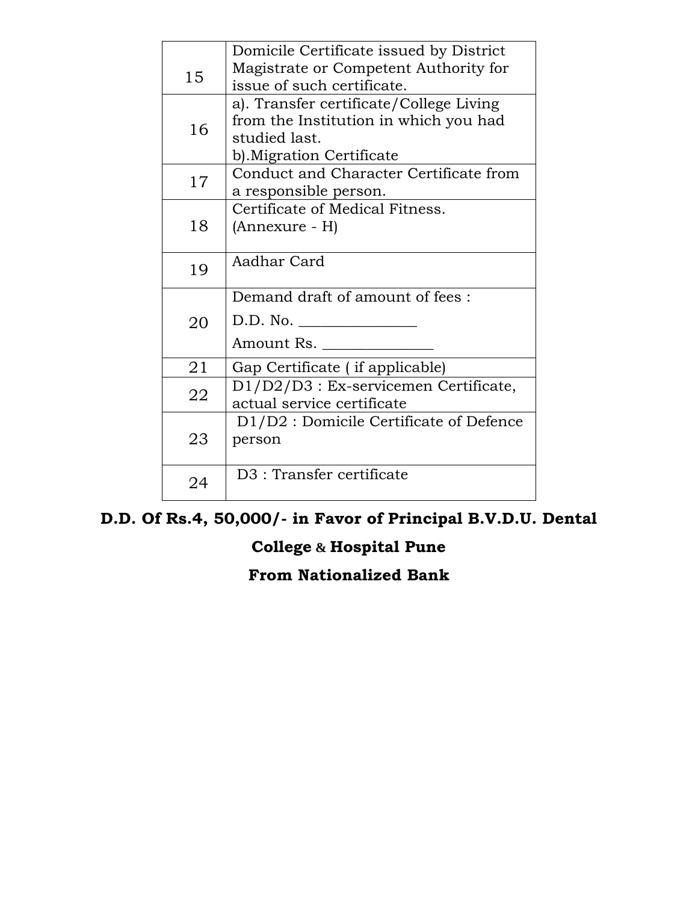| | |
|---|---|
| 15 | Domicile Certificate issued by District Magistrate or Competent Authority for issue of such certificate. |
| 16 | a). Transfer certificate/College Living from the Institution in which you had studied last.<br>b).Migration Certificate |
| 17 | Conduct and Character Certificate from a responsible person. |
| 18 | Certificate of Medical Fitness. (Annexure - H) |
| 19 | Aadhar Card |
| 20 | Demand draft of amount of fees :<br>D.D. No. _______________<br>Amount Rs. ______________ |
| 21 | Gap Certificate ( if applicable) |
| 22 | D1/D2/D3 : Ex-servicemen Certificate, actual service certificate |
| 23 | D1/D2 : Domicile Certificate of Defence person |
| 24 | D3 : Transfer certificate |

**D.D. Of Rs.4, 50,000/- in Favor of Principal B.V.D.U. Dental College & Hospital Pune**

**From Nationalized Bank**